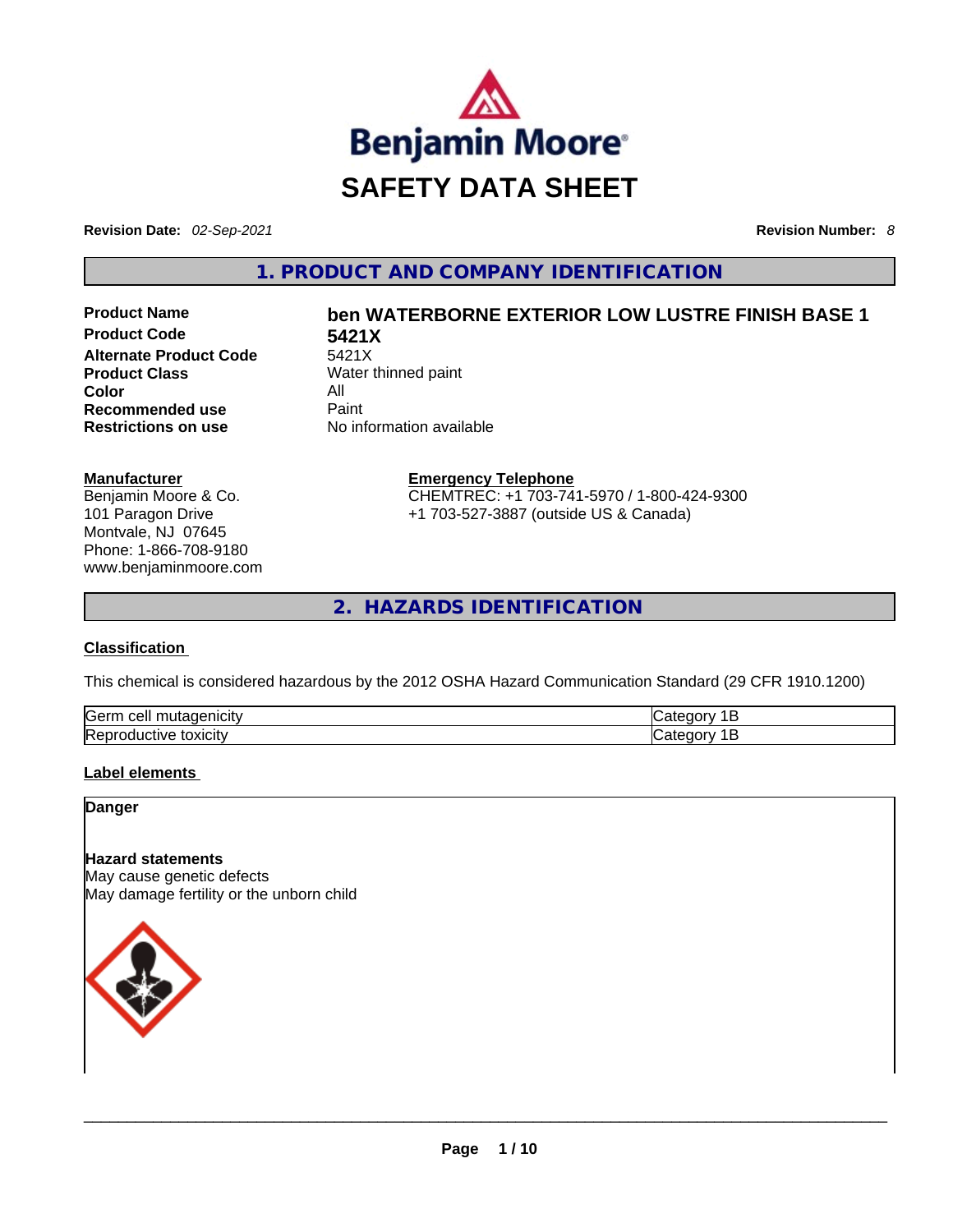# SAFETY DATA SHEET

**Revision Date:** *02-Sep-2021* **Revision Number:** *8*

## 1. PRODUCT AND COMPANY IDENTIFICATION

| | |
|---|---|
| **Product Name** | **ben WATERBORNE EXTERIOR LOW LUSTRE FINISH BASE 1** |
| **Product Code** | **5421X** |
| **Alternate Product Code** | 5421X |
| **Product Class** | Water thinned paint |
| **Color** | All |
| **Recommended use** | Paint |
| **Restrictions on use** | No information available |

**Manufacturer**
Benjamin Moore & Co.
101 Paragon Drive
Montvale, NJ 07645
Phone: 1-866-708-9180
www.benjaminmoore.com

**Emergency Telephone**
CHEMTREC: +1 703-741-5970 / 1-800-424-9300
+1 703-527-3887 (outside US & Canada)

## 2. HAZARDS IDENTIFICATION

**Classification**

This chemical is considered hazardous by the 2012 OSHA Hazard Communication Standard (29 CFR 1910.1200)

| | |
|---|---|
| Germ cell mutagenicity | Category 1B |
| Reproductive toxicity | Category 1B |

**Label elements**

**Danger**

**Hazard statements**
May cause genetic defects
May damage fertility or the unborn child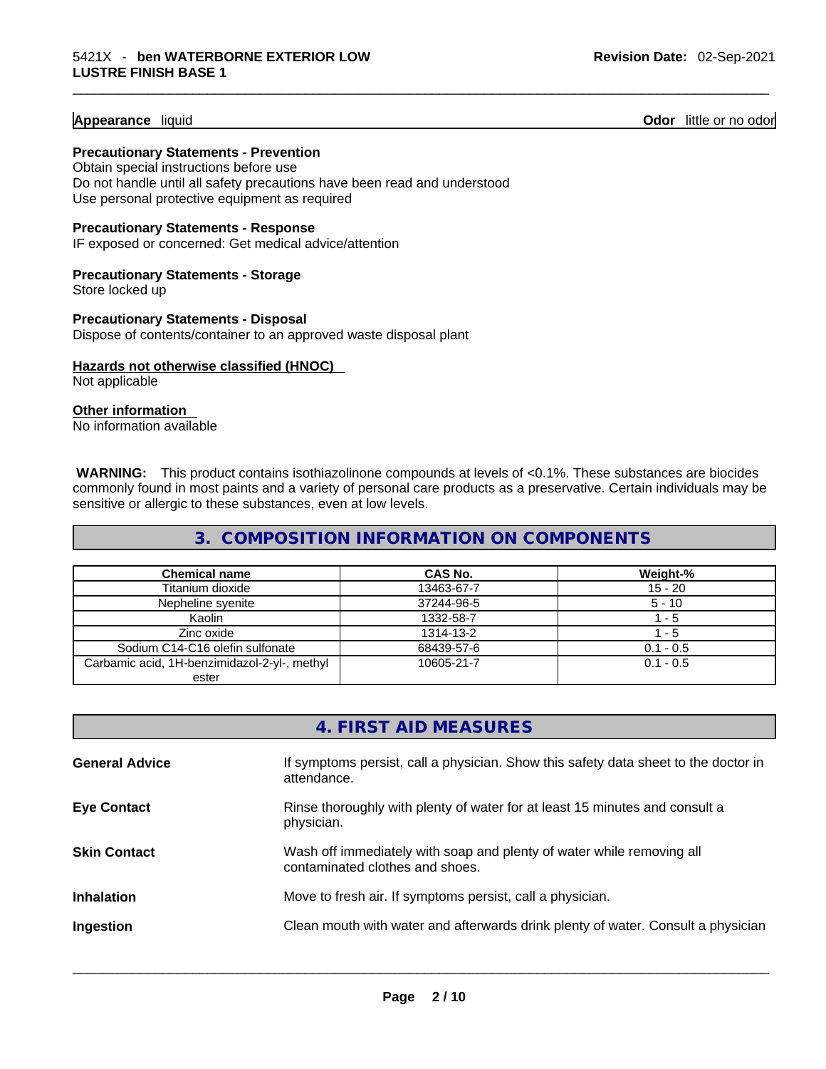**Appearance** liquid **Odor** little or no odor

**Precautionary Statements - Prevention**

Obtain special instructions before use
Do not handle until all safety precautions have been read and understood
Use personal protective equipment as required

**Precautionary Statements - Response**

IF exposed or concerned: Get medical advice/attention

**Precautionary Statements - Storage**

Store locked up

**Precautionary Statements - Disposal**

Dispose of contents/container to an approved waste disposal plant

**Hazards not otherwise classified (HNOC)**

Not applicable

**Other information**

No information available

**WARNING:** This product contains isothiazolinone compounds at levels of <0.1%. These substances are biocides commonly found in most paints and a variety of personal care products as a preservative. Certain individuals may be sensitive or allergic to these substances, even at low levels.

## 3. COMPOSITION INFORMATION ON COMPONENTS

| Chemical name | CAS No. | Weight-% |
|---|---|---|
| Titanium dioxide | 13463-67-7 | 15 - 20 |
| Nepheline syenite | 37244-96-5 | 5 - 10 |
| Kaolin | 1332-58-7 | 1 - 5 |
| Zinc oxide | 1314-13-2 | 1 - 5 |
| Sodium C14-C16 olefin sulfonate | 68439-57-6 | 0.1 - 0.5 |
| Carbamic acid, 1H-benzimidazol-2-yl-, methyl ester | 10605-21-7 | 0.1 - 0.5 |

## 4. FIRST AID MEASURES

**General Advice** If symptoms persist, call a physician. Show this safety data sheet to the doctor in attendance.

**Eye Contact** Rinse thoroughly with plenty of water for at least 15 minutes and consult a physician.

**Skin Contact** Wash off immediately with soap and plenty of water while removing all contaminated clothes and shoes.

**Inhalation** Move to fresh air. If symptoms persist, call a physician.

**Ingestion** Clean mouth with water and afterwards drink plenty of water. Consult a physician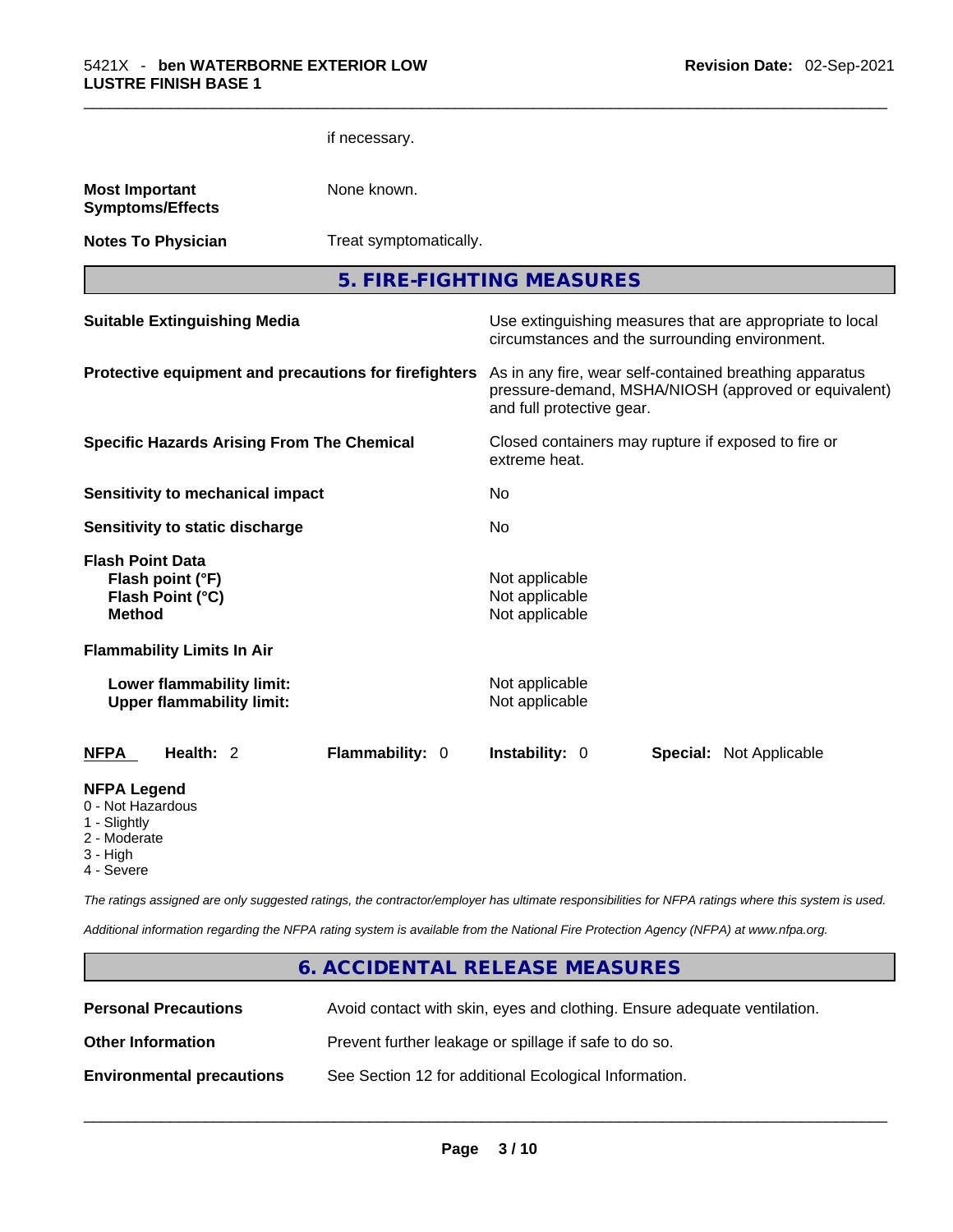if necessary.

**Most Important Symptoms/Effects** None known.

**Notes To Physician** Treat symptomatically.

## 5. FIRE-FIGHTING MEASURES

| | |
|---|---|
| **Suitable Extinguishing Media** | Use extinguishing measures that are appropriate to local circumstances and the surrounding environment. |
| **Protective equipment and precautions for firefighters** | As in any fire, wear self-contained breathing apparatus pressure-demand, MSHA/NIOSH (approved or equivalent) and full protective gear. |
| **Specific Hazards Arising From The Chemical** | Closed containers may rupture if exposed to fire or extreme heat. |
| **Sensitivity to mechanical impact** | No |
| **Sensitivity to static discharge** | No |
| **Flash Point Data** | |
| **Flash point (°F)** | Not applicable |
| **Flash Point (°C)** | Not applicable |
| **Method** | Not applicable |
| **Flammability Limits In Air** | |
| **Lower flammability limit:** | Not applicable |
| **Upper flammability limit:** | Not applicable |

**NFPA** **Health:** 2 **Flammability:** 0 **Instability:** 0 **Special:** Not Applicable

**NFPA Legend**
0 - Not Hazardous
1 - Slightly
2 - Moderate
3 - High
4 - Severe

*The ratings assigned are only suggested ratings, the contractor/employer has ultimate responsibilities for NFPA ratings where this system is used.*

*Additional information regarding the NFPA rating system is available from the National Fire Protection Agency (NFPA) at www.nfpa.org.*

## 6. ACCIDENTAL RELEASE MEASURES

| | |
|---|---|
| **Personal Precautions** | Avoid contact with skin, eyes and clothing. Ensure adequate ventilation. |
| **Other Information** | Prevent further leakage or spillage if safe to do so. |
| **Environmental precautions** | See Section 12 for additional Ecological Information. |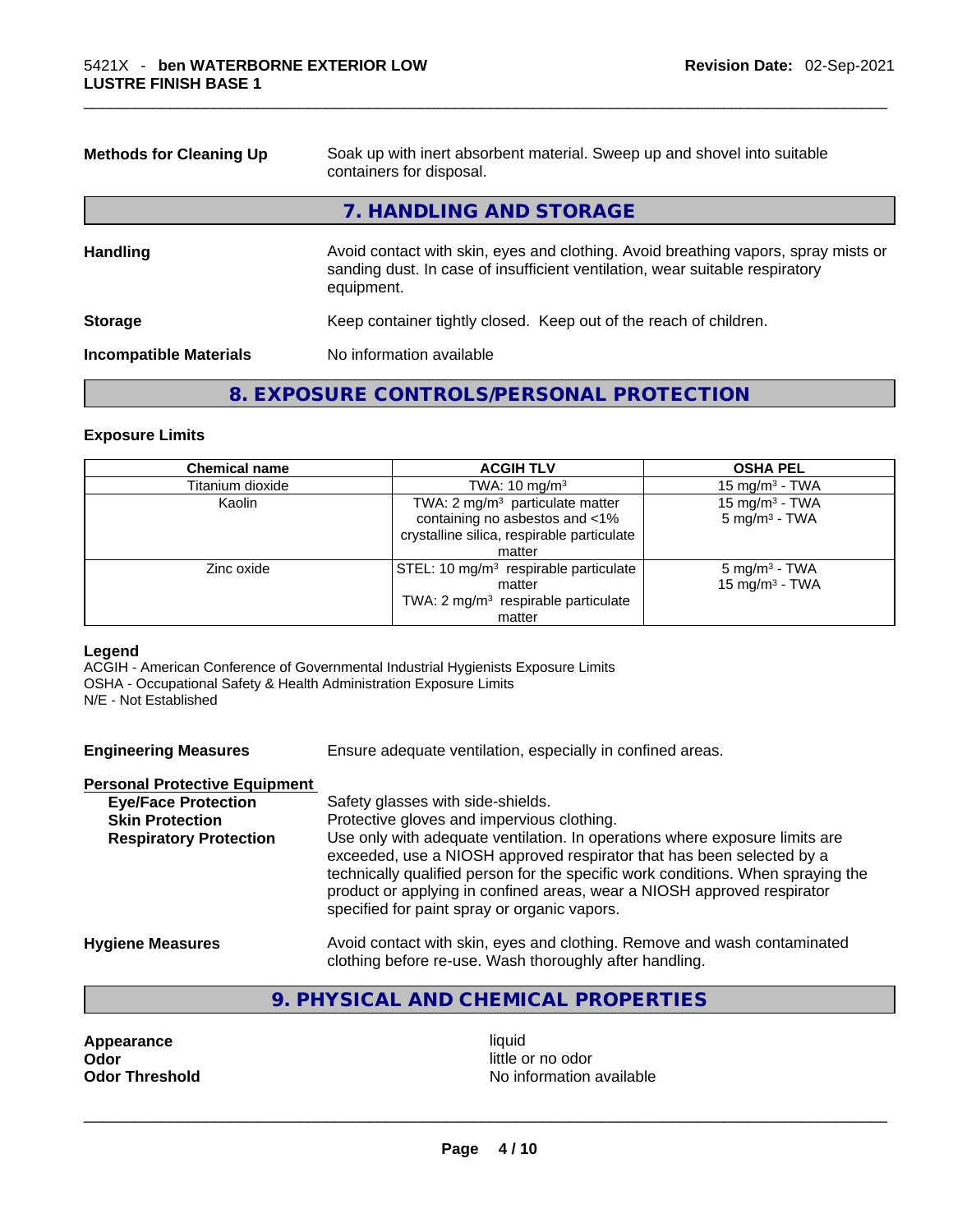| | |
|---|---|
| **Methods for Cleaning Up** | Soak up with inert absorbent material. Sweep up and shovel into suitable containers for disposal. |

## 7. HANDLING AND STORAGE

| | |
|---|---|
| **Handling** | Avoid contact with skin, eyes and clothing. Avoid breathing vapors, spray mists or sanding dust. In case of insufficient ventilation, wear suitable respiratory equipment. |
| **Storage** | Keep container tightly closed. Keep out of the reach of children. |
| **Incompatible Materials** | No information available |

## 8. EXPOSURE CONTROLS/PERSONAL PROTECTION

### Exposure Limits

| Chemical name | ACGIH TLV | OSHA PEL |
|---|---|---|
| Titanium dioxide | TWA: 10 mg/m³ | 15 mg/m³ - TWA |
| Kaolin | TWA: 2 mg/m³ particulate matter containing no asbestos and <1% crystalline silica, respirable particulate matter | 15 mg/m³ - TWA<br>5 mg/m³ - TWA |
| Zinc oxide | STEL: 10 mg/m³ respirable particulate matter<br>TWA: 2 mg/m³ respirable particulate matter | 5 mg/m³ - TWA<br>15 mg/m³ - TWA |

**Legend**
ACGIH - American Conference of Governmental Industrial Hygienists Exposure Limits
OSHA - Occupational Safety & Health Administration Exposure Limits
N/E - Not Established

| | |
|---|---|
| **Engineering Measures** | Ensure adequate ventilation, especially in confined areas. |

**Personal Protective Equipment**

| | |
|---|---|
| **Eye/Face Protection** | Safety glasses with side-shields. |
| **Skin Protection** | Protective gloves and impervious clothing. |
| **Respiratory Protection** | Use only with adequate ventilation. In operations where exposure limits are exceeded, use a NIOSH approved respirator that has been selected by a technically qualified person for the specific work conditions. When spraying the product or applying in confined areas, wear a NIOSH approved respirator specified for paint spray or organic vapors. |
| **Hygiene Measures** | Avoid contact with skin, eyes and clothing. Remove and wash contaminated clothing before re-use. Wash thoroughly after handling. |

## 9. PHYSICAL AND CHEMICAL PROPERTIES

| | |
|---|---|
| **Appearance** | liquid |
| **Odor** | little or no odor |
| **Odor Threshold** | No information available |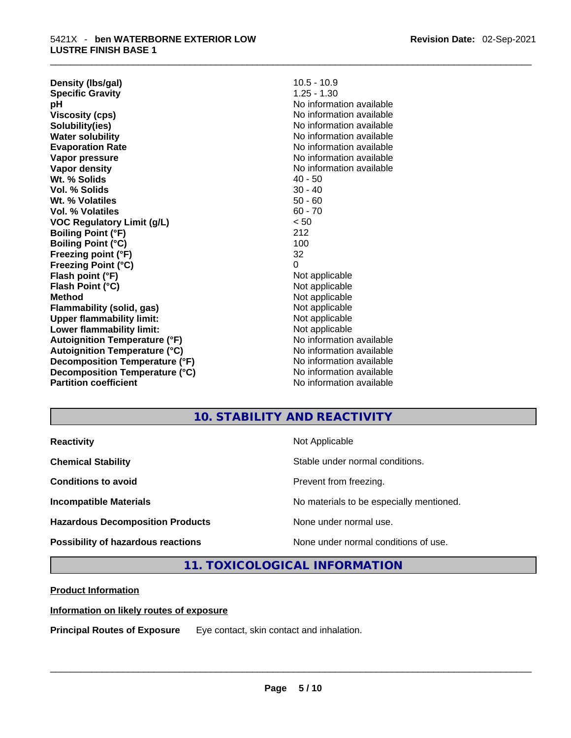| | |
|---|---|
| **Density (lbs/gal)** | 10.5 - 10.9 |
| **Specific Gravity** | 1.25 - 1.30 |
| **pH** | No information available |
| **Viscosity (cps)** | No information available |
| **Solubility(ies)** | No information available |
| **Water solubility** | No information available |
| **Evaporation Rate** | No information available |
| **Vapor pressure** | No information available |
| **Vapor density** | No information available |
| **Wt. % Solids** | 40 - 50 |
| **Vol. % Solids** | 30 - 40 |
| **Wt. % Volatiles** | 50 - 60 |
| **Vol. % Volatiles** | 60 - 70 |
| **VOC Regulatory Limit (g/L)** | < 50 |
| **Boiling Point (°F)** | 212 |
| **Boiling Point (°C)** | 100 |
| **Freezing point (°F)** | 32 |
| **Freezing Point (°C)** | 0 |
| **Flash point (°F)** | Not applicable |
| **Flash Point (°C)** | Not applicable |
| **Method** | Not applicable |
| **Flammability (solid, gas)** | Not applicable |
| **Upper flammability limit:** | Not applicable |
| **Lower flammability limit:** | Not applicable |
| **Autoignition Temperature (°F)** | No information available |
| **Autoignition Temperature (°C)** | No information available |
| **Decomposition Temperature (°F)** | No information available |
| **Decomposition Temperature (°C)** | No information available |
| **Partition coefficient** | No information available |

## 10. STABILITY AND REACTIVITY

| | |
|---|---|
| **Reactivity** | Not Applicable |
| **Chemical Stability** | Stable under normal conditions. |
| **Conditions to avoid** | Prevent from freezing. |
| **Incompatible Materials** | No materials to be especially mentioned. |
| **Hazardous Decomposition Products** | None under normal use. |
| **Possibility of hazardous reactions** | None under normal conditions of use. |

## 11. TOXICOLOGICAL INFORMATION

**Product Information**

**Information on likely routes of exposure**

**Principal Routes of Exposure** Eye contact, skin contact and inhalation.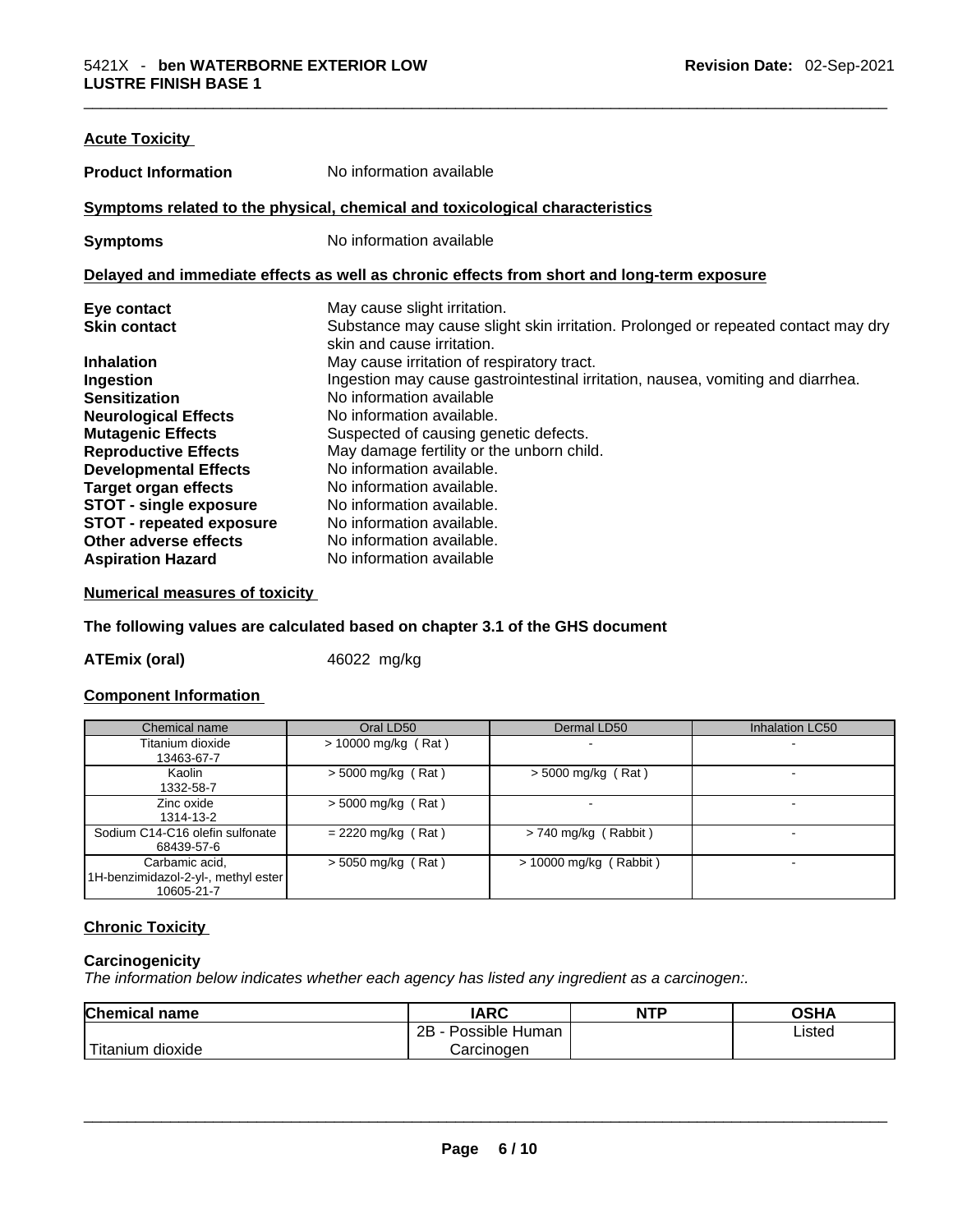**Acute Toxicity**

**Product Information** No information available

**Symptoms related to the physical, chemical and toxicological characteristics**

**Symptoms** No information available

**Delayed and immediate effects as well as chronic effects from short and long-term exposure**

**Eye contact** May cause slight irritation.
**Skin contact** Substance may cause slight skin irritation. Prolonged or repeated contact may dry skin and cause irritation.
**Inhalation** May cause irritation of respiratory tract.
**Ingestion** Ingestion may cause gastrointestinal irritation, nausea, vomiting and diarrhea.
**Sensitization** No information available
**Neurological Effects** No information available.
**Mutagenic Effects** Suspected of causing genetic defects.
**Reproductive Effects** May damage fertility or the unborn child.
**Developmental Effects** No information available.
**Target organ effects** No information available.
**STOT - single exposure** No information available.
**STOT - repeated exposure** No information available.
**Other adverse effects** No information available.
**Aspiration Hazard** No information available

**Numerical measures of toxicity**

**The following values are calculated based on chapter 3.1 of the GHS document**

**ATEmix (oral)** 46022 mg/kg

**Component Information**

| Chemical name | Oral LD50 | Dermal LD50 | Inhalation LC50 |
|---|---|---|---|
| Titanium dioxide 13463-67-7 | > 10000 mg/kg ( Rat ) | - | - |
| Kaolin 1332-58-7 | > 5000 mg/kg ( Rat ) | > 5000 mg/kg ( Rat ) | - |
| Zinc oxide 1314-13-2 | > 5000 mg/kg ( Rat ) | - | - |
| Sodium C14-C16 olefin sulfonate 68439-57-6 | = 2220 mg/kg ( Rat ) | > 740 mg/kg ( Rabbit ) | - |
| Carbamic acid, 1H-benzimidazol-2-yl-, methyl ester 10605-21-7 | > 5050 mg/kg ( Rat ) | > 10000 mg/kg ( Rabbit ) | - |

**Chronic Toxicity**

**Carcinogenicity**

*The information below indicates whether each agency has listed any ingredient as a carcinogen:.*

| Chemical name | IARC | NTP | OSHA |
|---|---|---|---|
| Titanium dioxide | 2B - Possible Human Carcinogen | | Listed |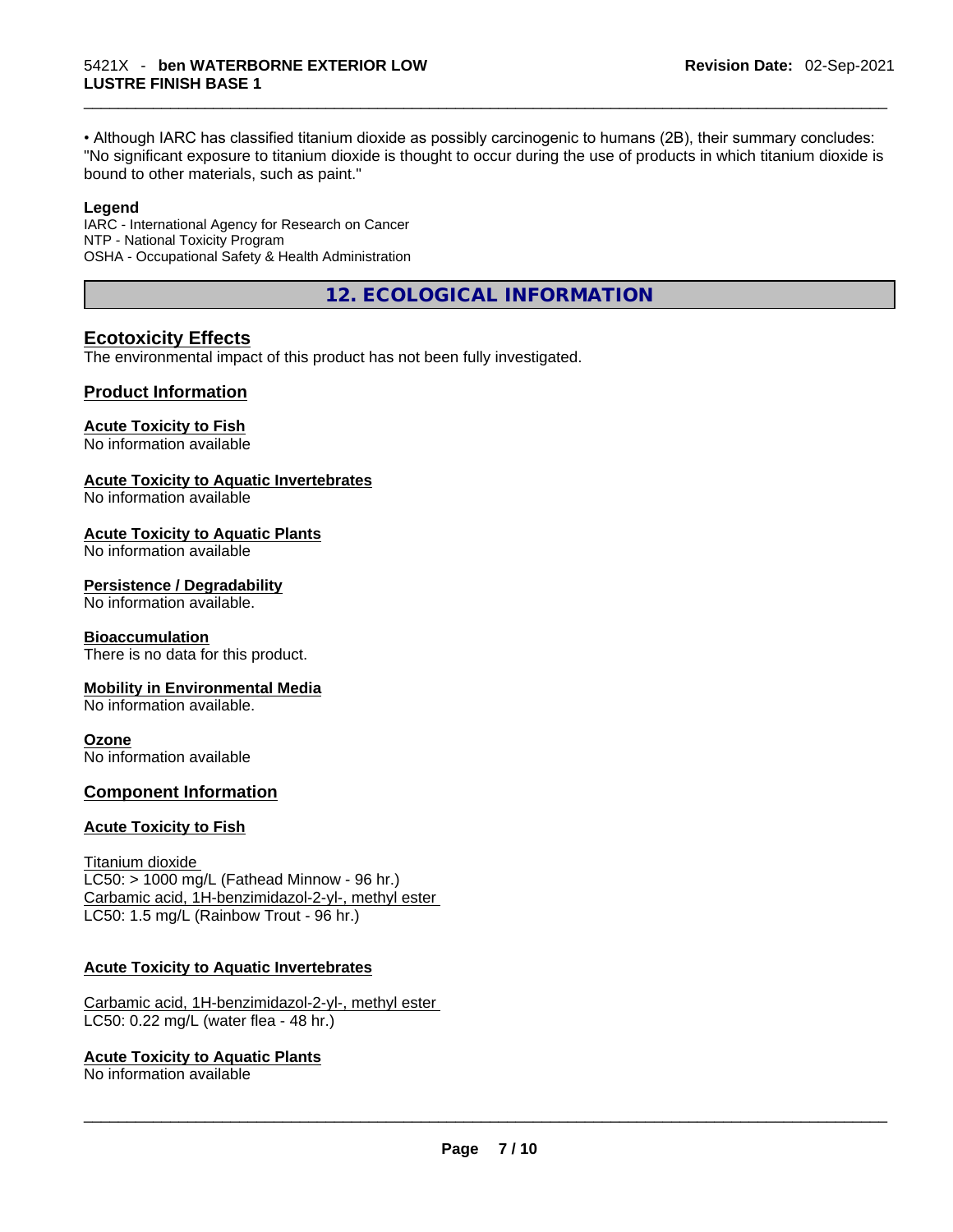• Although IARC has classified titanium dioxide as possibly carcinogenic to humans (2B), their summary concludes: "No significant exposure to titanium dioxide is thought to occur during the use of products in which titanium dioxide is bound to other materials, such as paint."

**Legend**

IARC - International Agency for Research on Cancer
NTP - National Toxicity Program
OSHA - Occupational Safety & Health Administration

## 12. ECOLOGICAL INFORMATION

### Ecotoxicity Effects

The environmental impact of this product has not been fully investigated.

### Product Information

**Acute Toxicity to Fish**
No information available

**Acute Toxicity to Aquatic Invertebrates**
No information available

**Acute Toxicity to Aquatic Plants**
No information available

**Persistence / Degradability**
No information available.

**Bioaccumulation**
There is no data for this product.

**Mobility in Environmental Media**
No information available.

**Ozone**
No information available

### Component Information

**Acute Toxicity to Fish**

Titanium dioxide
LC50: > 1000 mg/L (Fathead Minnow - 96 hr.)
Carbamic acid, 1H-benzimidazol-2-yl-, methyl ester
LC50: 1.5 mg/L (Rainbow Trout - 96 hr.)

**Acute Toxicity to Aquatic Invertebrates**

Carbamic acid, 1H-benzimidazol-2-yl-, methyl ester
LC50: 0.22 mg/L (water flea - 48 hr.)

**Acute Toxicity to Aquatic Plants**
No information available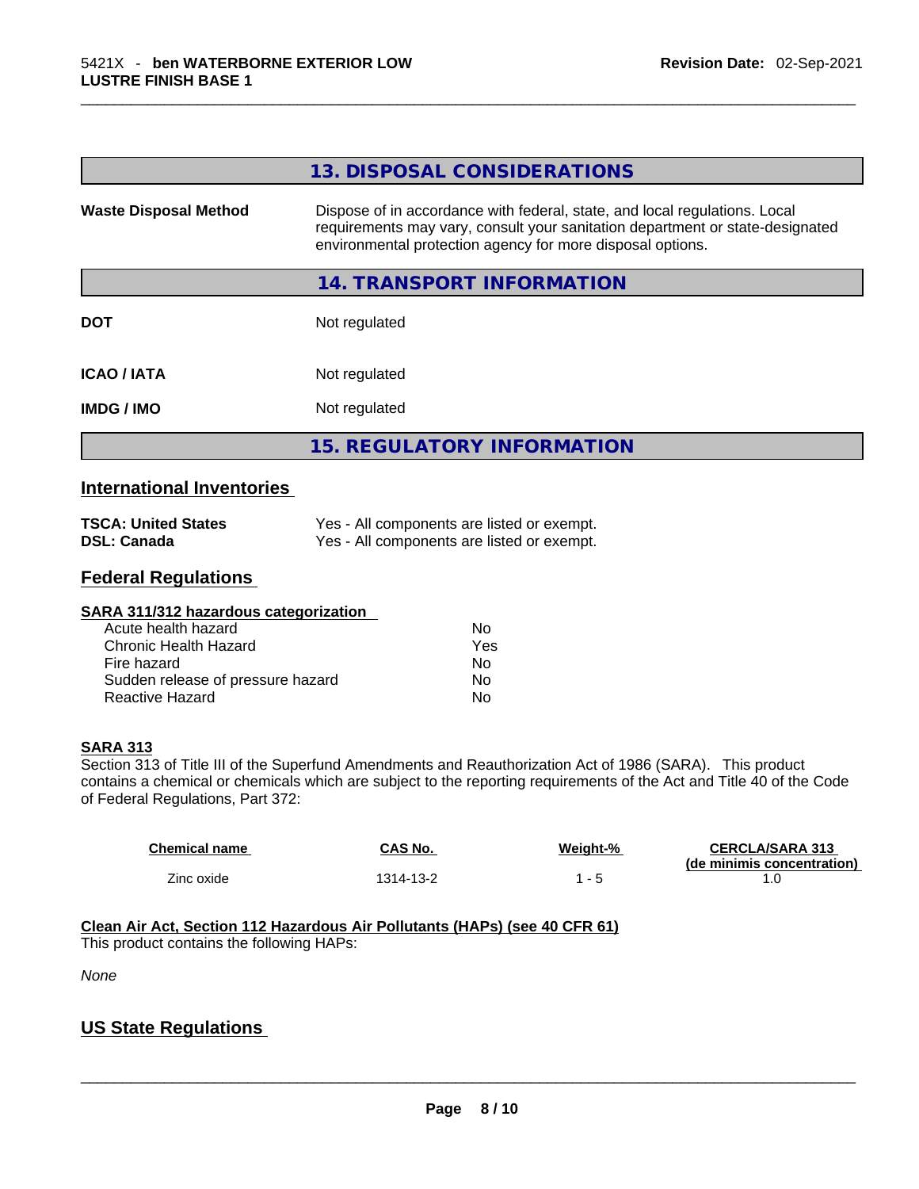## 13. DISPOSAL CONSIDERATIONS

| | |
|---|---|
| **Waste Disposal Method** | Dispose of in accordance with federal, state, and local regulations. Local requirements may vary, consult your sanitation department or state-designated environmental protection agency for more disposal options. |

## 14. TRANSPORT INFORMATION

| | |
|---|---|
| **DOT** | Not regulated |
| **ICAO / IATA** | Not regulated |
| **IMDG / IMO** | Not regulated |

## 15. REGULATORY INFORMATION

### International Inventories

| | |
|---|---|
| **TSCA: United States** | Yes - All components are listed or exempt. |
| **DSL: Canada** | Yes - All components are listed or exempt. |

### Federal Regulations

**SARA 311/312 hazardous categorization**

| | |
|---|---|
| Acute health hazard | No |
| Chronic Health Hazard | Yes |
| Fire hazard | No |
| Sudden release of pressure hazard | No |
| Reactive Hazard | No |

**SARA 313**

Section 313 of Title III of the Superfund Amendments and Reauthorization Act of 1986 (SARA). This product contains a chemical or chemicals which are subject to the reporting requirements of the Act and Title 40 of the Code of Federal Regulations, Part 372:

| Chemical name | CAS No. | Weight-% | CERCLA/SARA 313 (de minimis concentration) |
|---|---|---|---|
| Zinc oxide | 1314-13-2 | 1 - 5 | 1.0 |

**Clean Air Act, Section 112 Hazardous Air Pollutants (HAPs) (see 40 CFR 61)**

This product contains the following HAPs:

*None*

### US State Regulations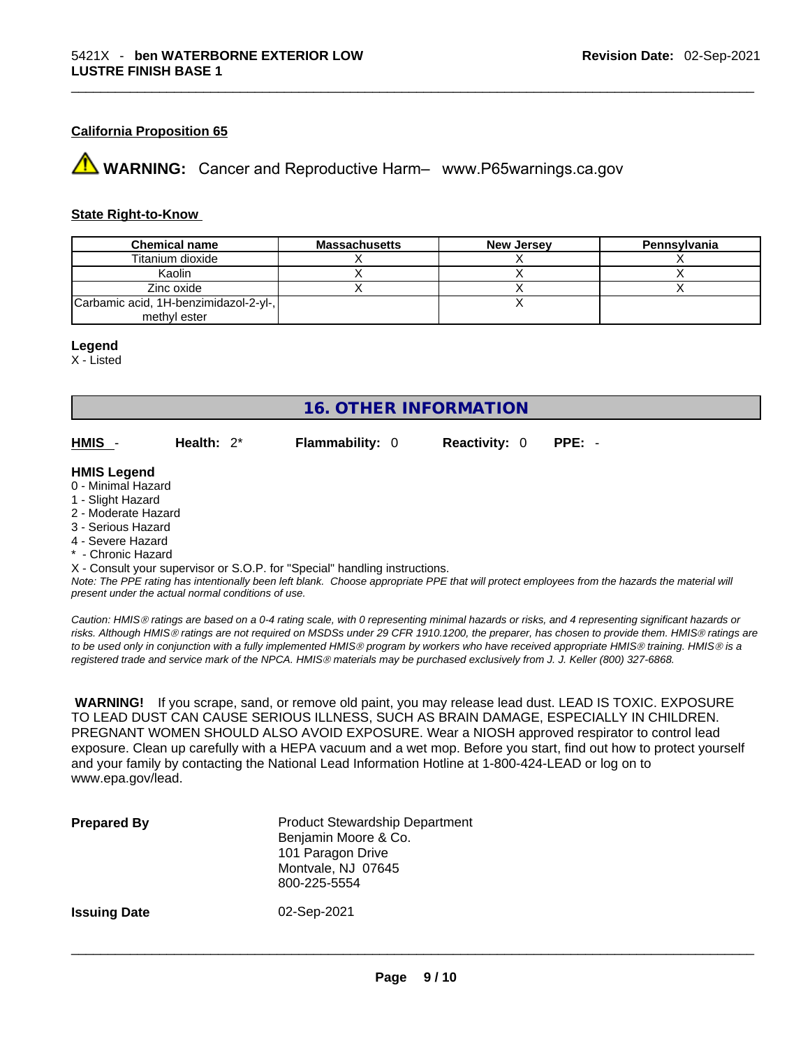#### California Proposition 65

**WARNING:** Cancer and Reproductive Harm– www.P65warnings.ca.gov

#### State Right-to-Know

| Chemical name | Massachusetts | New Jersey | Pennsylvania |
|---|---|---|---|
| Titanium dioxide | X | X | X |
| Kaolin | X | X | X |
| Zinc oxide | X | X | X |
| Carbamic acid, 1H-benzimidazol-2-yl-, methyl ester | | X | |

**Legend**
X - Listed

## 16. OTHER INFORMATION

**HMIS** - **Health:** 2* **Flammability:** 0 **Reactivity:** 0 **PPE:** -

**HMIS Legend**
0 - Minimal Hazard
1 - Slight Hazard
2 - Moderate Hazard
3 - Serious Hazard
4 - Severe Hazard
* - Chronic Hazard
X - Consult your supervisor or S.O.P. for "Special" handling instructions.
*Note: The PPE rating has intentionally been left blank. Choose appropriate PPE that will protect employees from the hazards the material will present under the actual normal conditions of use.*

*Caution: HMIS® ratings are based on a 0-4 rating scale, with 0 representing minimal hazards or risks, and 4 representing significant hazards or risks. Although HMIS® ratings are not required on MSDSs under 29 CFR 1910.1200, the preparer, has chosen to provide them. HMIS® ratings are to be used only in conjunction with a fully implemented HMIS® program by workers who have received appropriate HMIS® training. HMIS® is a registered trade and service mark of the NPCA. HMIS® materials may be purchased exclusively from J. J. Keller (800) 327-6868.*

**WARNING!** If you scrape, sand, or remove old paint, you may release lead dust. LEAD IS TOXIC. EXPOSURE TO LEAD DUST CAN CAUSE SERIOUS ILLNESS, SUCH AS BRAIN DAMAGE, ESPECIALLY IN CHILDREN. PREGNANT WOMEN SHOULD ALSO AVOID EXPOSURE. Wear a NIOSH approved respirator to control lead exposure. Clean up carefully with a HEPA vacuum and a wet mop. Before you start, find out how to protect yourself and your family by contacting the National Lead Information Hotline at 1-800-424-LEAD or log on to www.epa.gov/lead.

**Prepared By**
Product Stewardship Department
Benjamin Moore & Co.
101 Paragon Drive
Montvale, NJ 07645
800-225-5554

**Issuing Date** 02-Sep-2021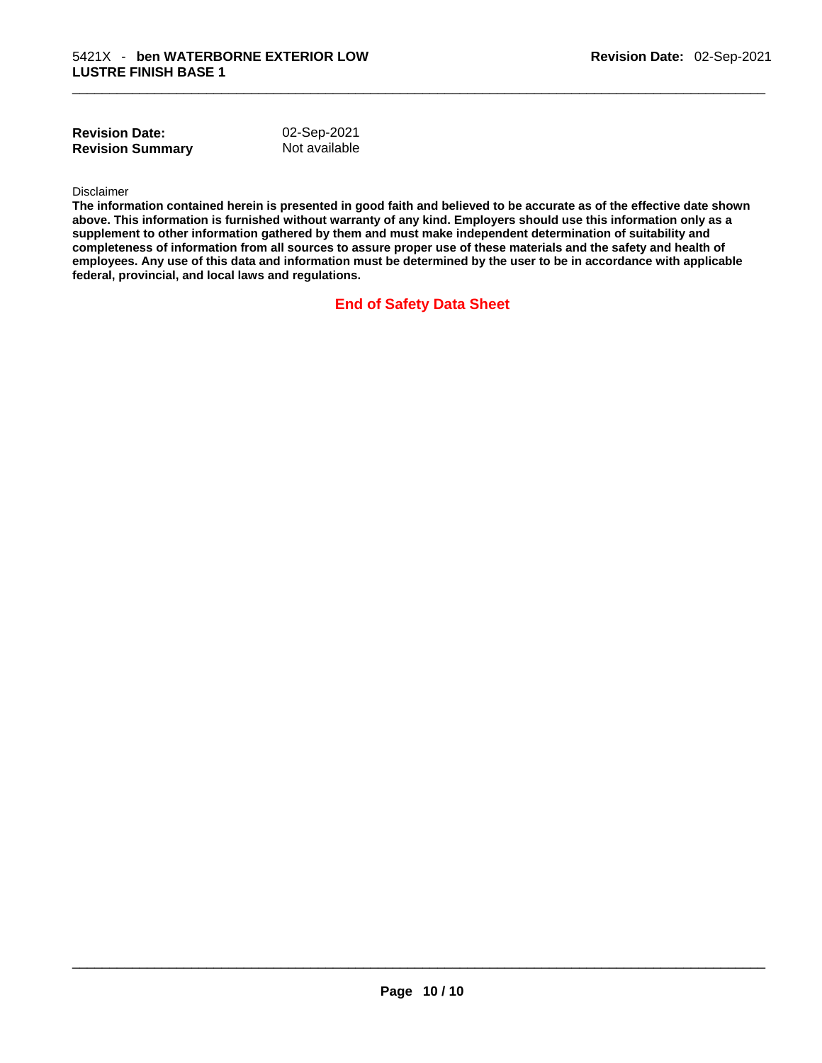| | |
|---|---|
| **Revision Date:** | 02-Sep-2021 |
| **Revision Summary** | Not available |

Disclaimer

**The information contained herein is presented in good faith and believed to be accurate as of the effective date shown above. This information is furnished without warranty of any kind. Employers should use this information only as a supplement to other information gathered by them and must make independent determination of suitability and completeness of information from all sources to assure proper use of these materials and the safety and health of employees. Any use of this data and information must be determined by the user to be in accordance with applicable federal, provincial, and local laws and regulations.**

**End of Safety Data Sheet**